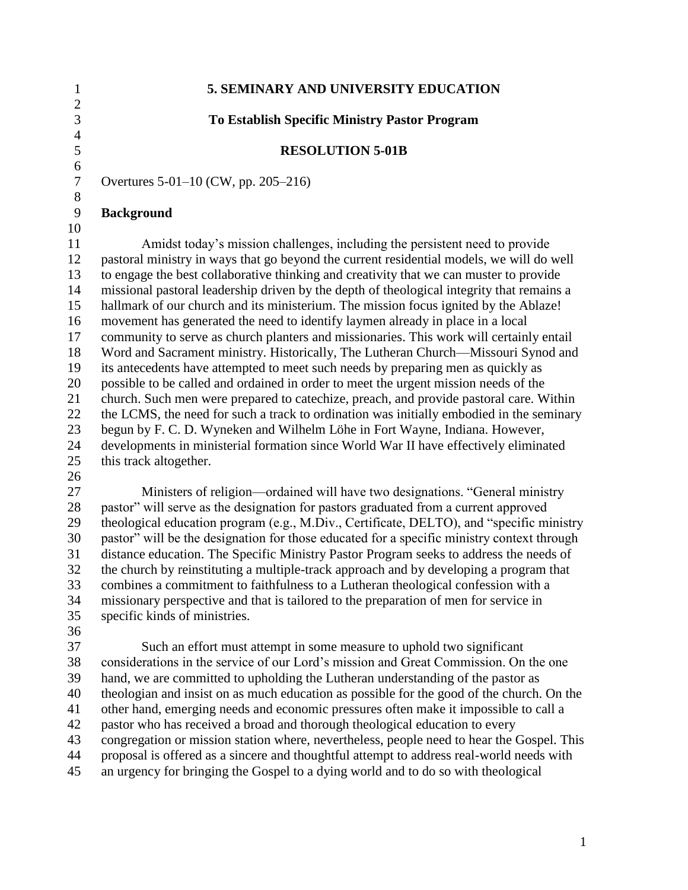# 5. SEMINARY AND UNIVERSITY EDUCATION

## To Establish Specific Ministry Pastor Program

## RESOLUTION 5-01B

Overtures 5-01–10 (CW, pp. 205–216)

**Background**

Amidst today's mission challenges, including the persistent need to provide pastoral ministry in ways that go beyond the current residential models, we will do well to engage the best collaborative thinking and creativity that we can muster to provide missional pastoral leadership driven by the depth of theological integrity that remains a hallmark of our church and its ministerium. The mission focus ignited by the Ablaze! movement has generated the need to identify laymen already in place in a local community to serve as church planters and missionaries. This work will certainly entail Word and Sacrament ministry. Historically, The Lutheran Church—Missouri Synod and its antecedents have attempted to meet such needs by preparing men as quickly as possible to be called and ordained in order to meet the urgent mission needs of the church. Such men were prepared to catechize, preach, and provide pastoral care. Within the LCMS, the need for such a track to ordination was initially embodied in the seminary begun by F. C. D. Wyneken and Wilhelm Löhe in Fort Wayne, Indiana. However, developments in ministerial formation since World War II have effectively eliminated this track altogether.

Ministers of religion—ordained will have two designations. "General ministry pastor" will serve as the designation for pastors graduated from a current approved theological education program (e.g., M.Div., Certificate, DELTO), and "specific ministry pastor" will be the designation for those educated for a specific ministry context through distance education. The Specific Ministry Pastor Program seeks to address the needs of the church by reinstituting a multiple-track approach and by developing a program that combines a commitment to faithfulness to a Lutheran theological confession with a missionary perspective and that is tailored to the preparation of men for service in specific kinds of ministries.

Such an effort must attempt in some measure to uphold two significant considerations in the service of our Lord's mission and Great Commission. On the one hand, we are committed to upholding the Lutheran understanding of the pastor as theologian and insist on as much education as possible for the good of the church. On the other hand, emerging needs and economic pressures often make it impossible to call a pastor who has received a broad and thorough theological education to every congregation or mission station where, nevertheless, people need to hear the Gospel. This proposal is offered as a sincere and thoughtful attempt to address real-world needs with an urgency for bringing the Gospel to a dying world and to do so with theological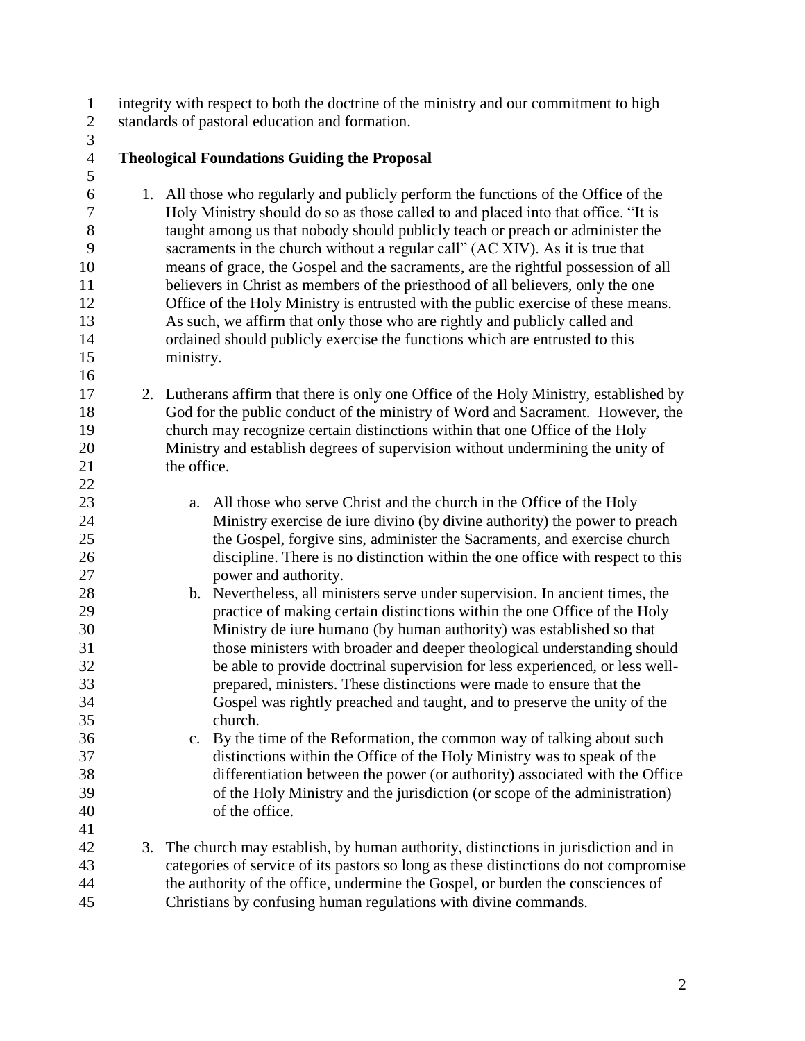integrity with respect to both the doctrine of the ministry and our commitment to high standards of pastoral education and formation.

**Theological Foundations Guiding the Proposal**

1. All those who regularly and publicly perform the functions of the Office of the Holy Ministry should do so as those called to and placed into that office. "It is taught among us that nobody should publicly teach or preach or administer the sacraments in the church without a regular call" (AC XIV). As it is true that means of grace, the Gospel and the sacraments, are the rightful possession of all believers in Christ as members of the priesthood of all believers, only the one Office of the Holy Ministry is entrusted with the public exercise of these means. As such, we affirm that only those who are rightly and publicly called and ordained should publicly exercise the functions which are entrusted to this ministry.

2. Lutherans affirm that there is only one Office of the Holy Ministry, established by God for the public conduct of the ministry of Word and Sacrament. However, the church may recognize certain distinctions within that one Office of the Holy Ministry and establish degrees of supervision without undermining the unity of the office.

    a. All those who serve Christ and the church in the Office of the Holy Ministry exercise de iure divino (by divine authority) the power to preach the Gospel, forgive sins, administer the Sacraments, and exercise church discipline. There is no distinction within the one office with respect to this power and authority.
    b. Nevertheless, all ministers serve under supervision. In ancient times, the practice of making certain distinctions within the one Office of the Holy Ministry de iure humano (by human authority) was established so that those ministers with broader and deeper theological understanding should be able to provide doctrinal supervision for less experienced, or less well-prepared, ministers. These distinctions were made to ensure that the Gospel was rightly preached and taught, and to preserve the unity of the church.
    c. By the time of the Reformation, the common way of talking about such distinctions within the Office of the Holy Ministry was to speak of the differentiation between the power (or authority) associated with the Office of the Holy Ministry and the jurisdiction (or scope of the administration) of the office.

3. The church may establish, by human authority, distinctions in jurisdiction and in categories of service of its pastors so long as these distinctions do not compromise the authority of the office, undermine the Gospel, or burden the consciences of Christians by confusing human regulations with divine commands.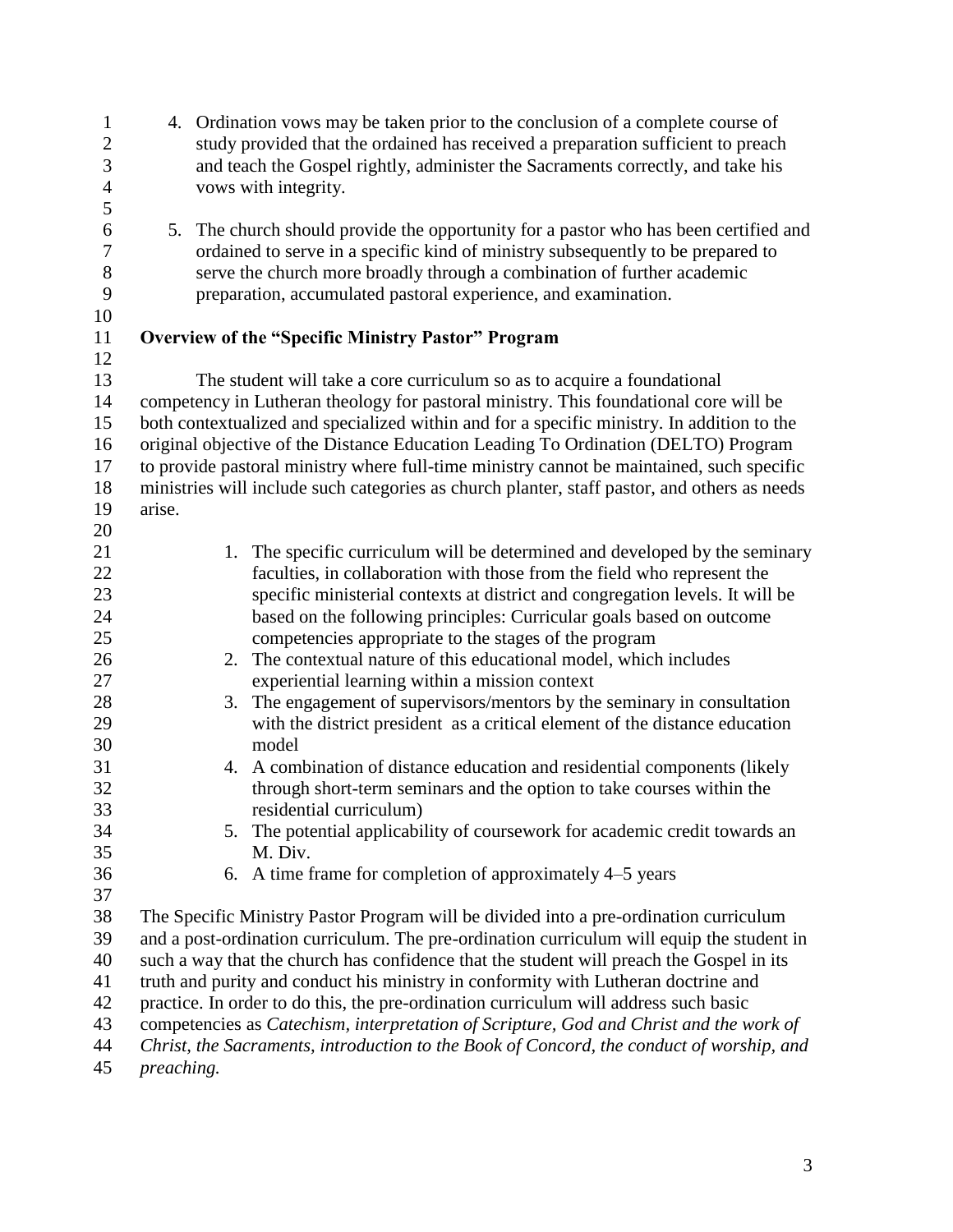4. Ordination vows may be taken prior to the conclusion of a complete course of study provided that the ordained has received a preparation sufficient to preach and teach the Gospel rightly, administer the Sacraments correctly, and take his vows with integrity.

5. The church should provide the opportunity for a pastor who has been certified and ordained to serve in a specific kind of ministry subsequently to be prepared to serve the church more broadly through a combination of further academic preparation, accumulated pastoral experience, and examination.

**Overview of the "Specific Ministry Pastor" Program**

The student will take a core curriculum so as to acquire a foundational competency in Lutheran theology for pastoral ministry. This foundational core will be both contextualized and specialized within and for a specific ministry. In addition to the original objective of the Distance Education Leading To Ordination (DELTO) Program to provide pastoral ministry where full-time ministry cannot be maintained, such specific ministries will include such categories as church planter, staff pastor, and others as needs arise.

1. The specific curriculum will be determined and developed by the seminary faculties, in collaboration with those from the field who represent the specific ministerial contexts at district and congregation levels. It will be based on the following principles: Curricular goals based on outcome competencies appropriate to the stages of the program
2. The contextual nature of this educational model, which includes experiential learning within a mission context
3. The engagement of supervisors/mentors by the seminary in consultation with the district president as a critical element of the distance education model
4. A combination of distance education and residential components (likely through short-term seminars and the option to take courses within the residential curriculum)
5. The potential applicability of coursework for academic credit towards an M. Div.
6. A time frame for completion of approximately 4–5 years

The Specific Ministry Pastor Program will be divided into a pre-ordination curriculum and a post-ordination curriculum. The pre-ordination curriculum will equip the student in such a way that the church has confidence that the student will preach the Gospel in its truth and purity and conduct his ministry in conformity with Lutheran doctrine and practice. In order to do this, the pre-ordination curriculum will address such basic competencies as *Catechism, interpretation of Scripture, God and Christ and the work of Christ, the Sacraments, introduction to the Book of Concord, the conduct of worship, and preaching.*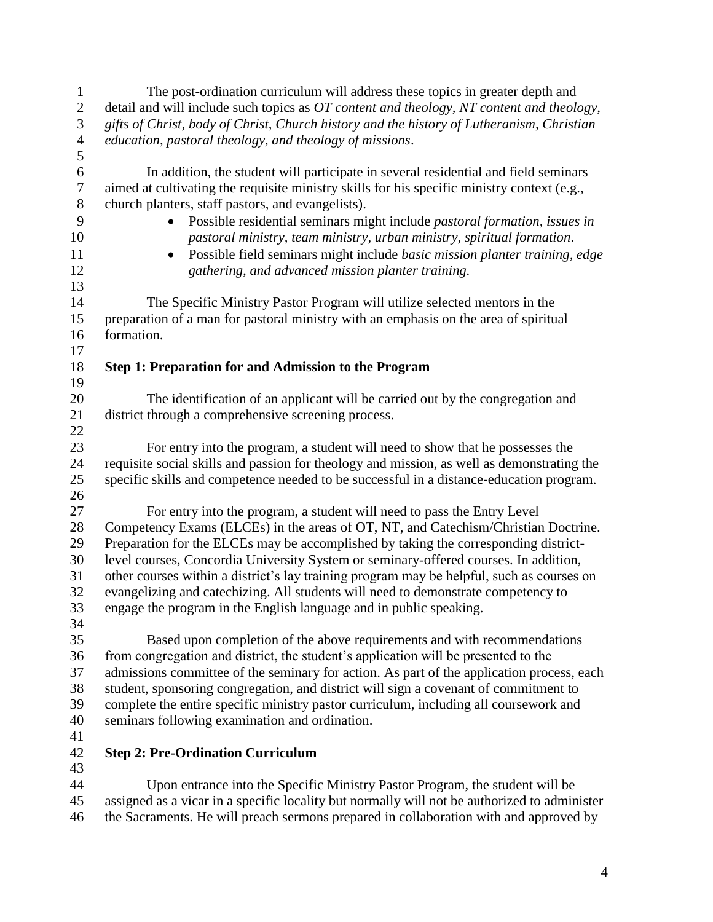The post-ordination curriculum will address these topics in greater depth and detail and will include such topics as *OT content and theology, NT content and theology, gifts of Christ, body of Christ, Church history and the history of Lutheranism, Christian education, pastoral theology, and theology of missions*.

In addition, the student will participate in several residential and field seminars aimed at cultivating the requisite ministry skills for his specific ministry context (e.g., church planters, staff pastors, and evangelists).

- Possible residential seminars might include *pastoral formation, issues in pastoral ministry, team ministry, urban ministry, spiritual formation*.
- Possible field seminars might include *basic mission planter training, edge gathering, and advanced mission planter training.*

The Specific Ministry Pastor Program will utilize selected mentors in the preparation of a man for pastoral ministry with an emphasis on the area of spiritual formation.

**Step 1: Preparation for and Admission to the Program**

The identification of an applicant will be carried out by the congregation and district through a comprehensive screening process.

For entry into the program, a student will need to show that he possesses the requisite social skills and passion for theology and mission, as well as demonstrating the specific skills and competence needed to be successful in a distance-education program.

For entry into the program, a student will need to pass the Entry Level Competency Exams (ELCEs) in the areas of OT, NT, and Catechism/Christian Doctrine. Preparation for the ELCEs may be accomplished by taking the corresponding district-level courses, Concordia University System or seminary-offered courses. In addition, other courses within a district's lay training program may be helpful, such as courses on evangelizing and catechizing. All students will need to demonstrate competency to engage the program in the English language and in public speaking.

Based upon completion of the above requirements and with recommendations from congregation and district, the student's application will be presented to the admissions committee of the seminary for action. As part of the application process, each student, sponsoring congregation, and district will sign a covenant of commitment to complete the entire specific ministry pastor curriculum, including all coursework and seminars following examination and ordination.

**Step 2: Pre-Ordination Curriculum**

Upon entrance into the Specific Ministry Pastor Program, the student will be assigned as a vicar in a specific locality but normally will not be authorized to administer the Sacraments. He will preach sermons prepared in collaboration with and approved by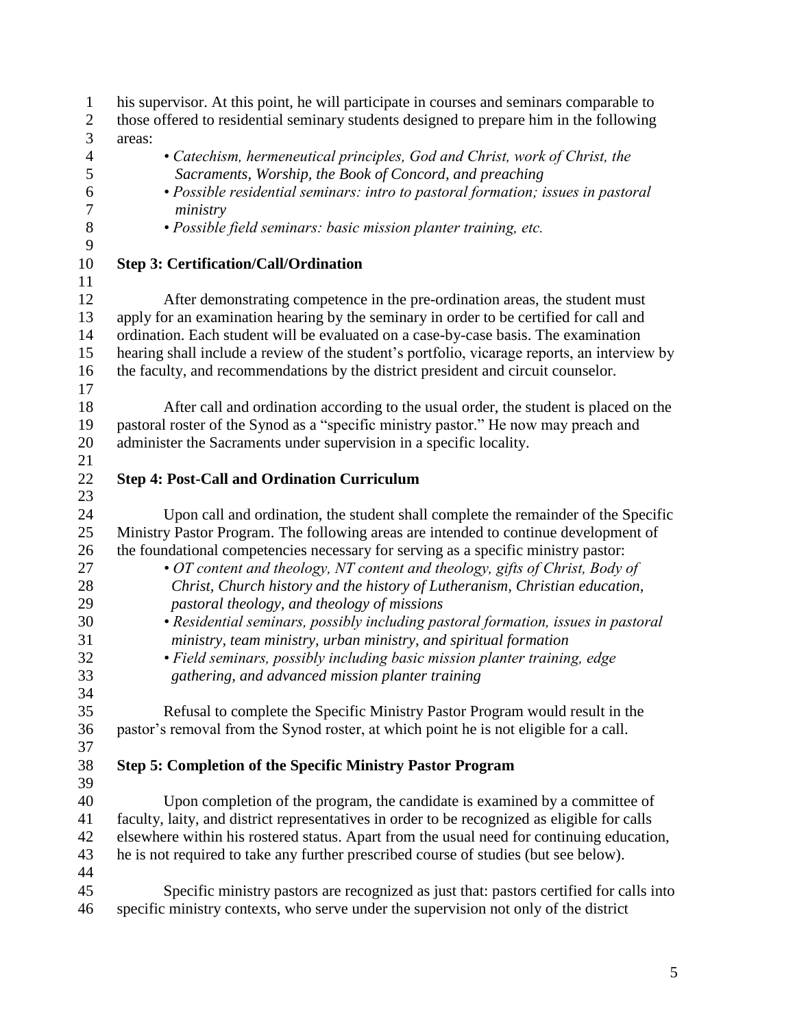his supervisor. At this point, he will participate in courses and seminars comparable to those offered to residential seminary students designed to prepare him in the following areas:

- *Catechism, hermeneutical principles, God and Christ, work of Christ, the Sacraments, Worship, the Book of Concord, and preaching*
- *Possible residential seminars: intro to pastoral formation; issues in pastoral ministry*
- *Possible field seminars: basic mission planter training, etc.*

**Step 3: Certification/Call/Ordination**

After demonstrating competence in the pre-ordination areas, the student must apply for an examination hearing by the seminary in order to be certified for call and ordination. Each student will be evaluated on a case-by-case basis. The examination hearing shall include a review of the student's portfolio, vicarage reports, an interview by the faculty, and recommendations by the district president and circuit counselor.

After call and ordination according to the usual order, the student is placed on the pastoral roster of the Synod as a "specific ministry pastor." He now may preach and administer the Sacraments under supervision in a specific locality.

**Step 4: Post-Call and Ordination Curriculum**

Upon call and ordination, the student shall complete the remainder of the Specific Ministry Pastor Program. The following areas are intended to continue development of the foundational competencies necessary for serving as a specific ministry pastor:

- *OT content and theology, NT content and theology, gifts of Christ, Body of Christ, Church history and the history of Lutheranism, Christian education, pastoral theology, and theology of missions*
- *Residential seminars, possibly including pastoral formation, issues in pastoral ministry, team ministry, urban ministry, and spiritual formation*
- *Field seminars, possibly including basic mission planter training, edge gathering, and advanced mission planter training*

Refusal to complete the Specific Ministry Pastor Program would result in the pastor's removal from the Synod roster, at which point he is not eligible for a call.

**Step 5: Completion of the Specific Ministry Pastor Program**

Upon completion of the program, the candidate is examined by a committee of faculty, laity, and district representatives in order to be recognized as eligible for calls elsewhere within his rostered status. Apart from the usual need for continuing education, he is not required to take any further prescribed course of studies (but see below).

Specific ministry pastors are recognized as just that: pastors certified for calls into specific ministry contexts, who serve under the supervision not only of the district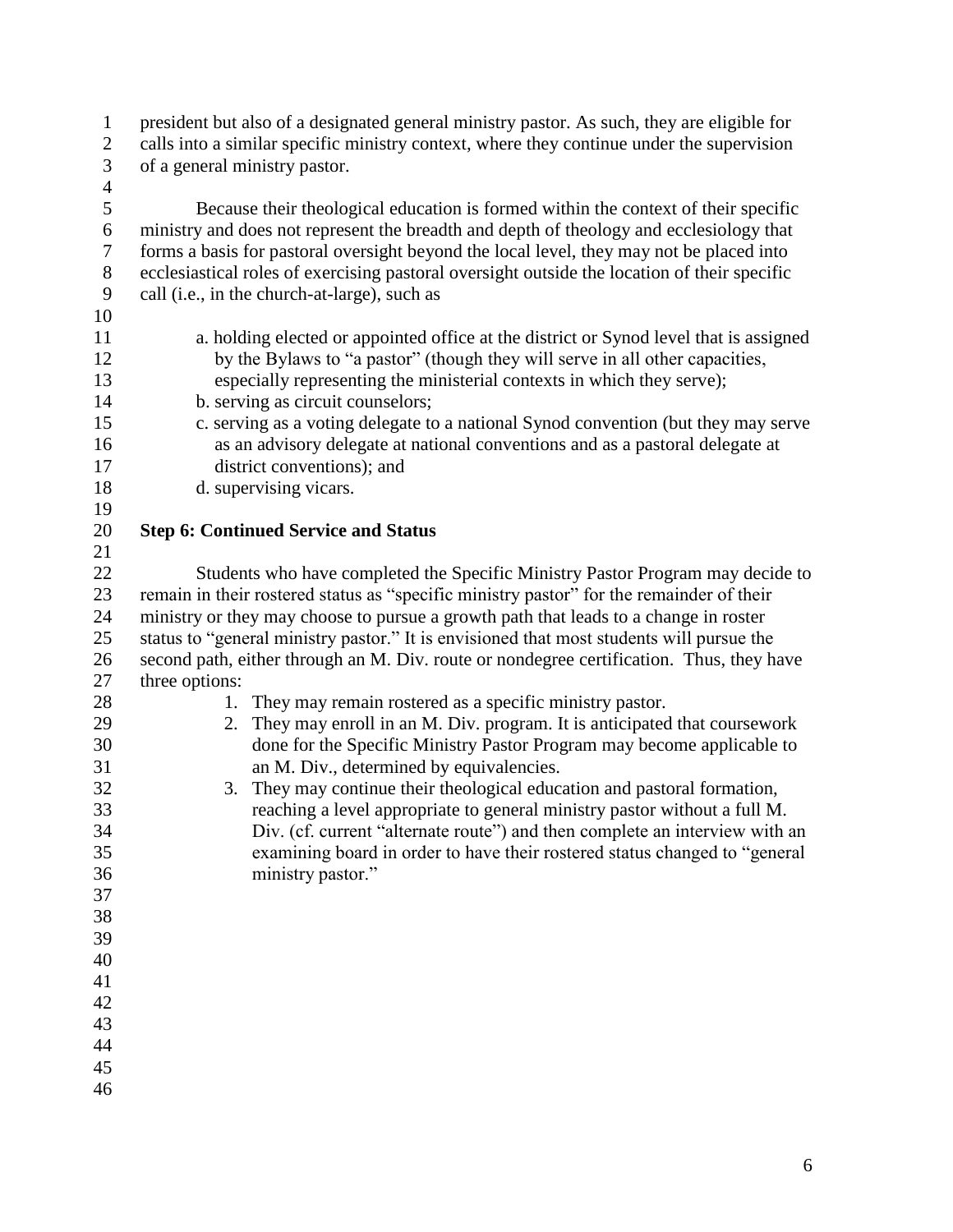president but also of a designated general ministry pastor. As such, they are eligible for calls into a similar specific ministry context, where they continue under the supervision of a general ministry pastor.

Because their theological education is formed within the context of their specific ministry and does not represent the breadth and depth of theology and ecclesiology that forms a basis for pastoral oversight beyond the local level, they may not be placed into ecclesiastical roles of exercising pastoral oversight outside the location of their specific call (i.e., in the church-at-large), such as

a. holding elected or appointed office at the district or Synod level that is assigned by the Bylaws to "a pastor" (though they will serve in all other capacities, especially representing the ministerial contexts in which they serve);
b. serving as circuit counselors;
c. serving as a voting delegate to a national Synod convention (but they may serve as an advisory delegate at national conventions and as a pastoral delegate at district conventions); and
d. supervising vicars.

**Step 6: Continued Service and Status**

Students who have completed the Specific Ministry Pastor Program may decide to remain in their rostered status as "specific ministry pastor" for the remainder of their ministry or they may choose to pursue a growth path that leads to a change in roster status to "general ministry pastor." It is envisioned that most students will pursue the second path, either through an M. Div. route or nondegree certification. Thus, they have three options:

1. They may remain rostered as a specific ministry pastor.
2. They may enroll in an M. Div. program. It is anticipated that coursework done for the Specific Ministry Pastor Program may become applicable to an M. Div., determined by equivalencies.
3. They may continue their theological education and pastoral formation, reaching a level appropriate to general ministry pastor without a full M. Div. (cf. current "alternate route") and then complete an interview with an examining board in order to have their rostered status changed to "general ministry pastor."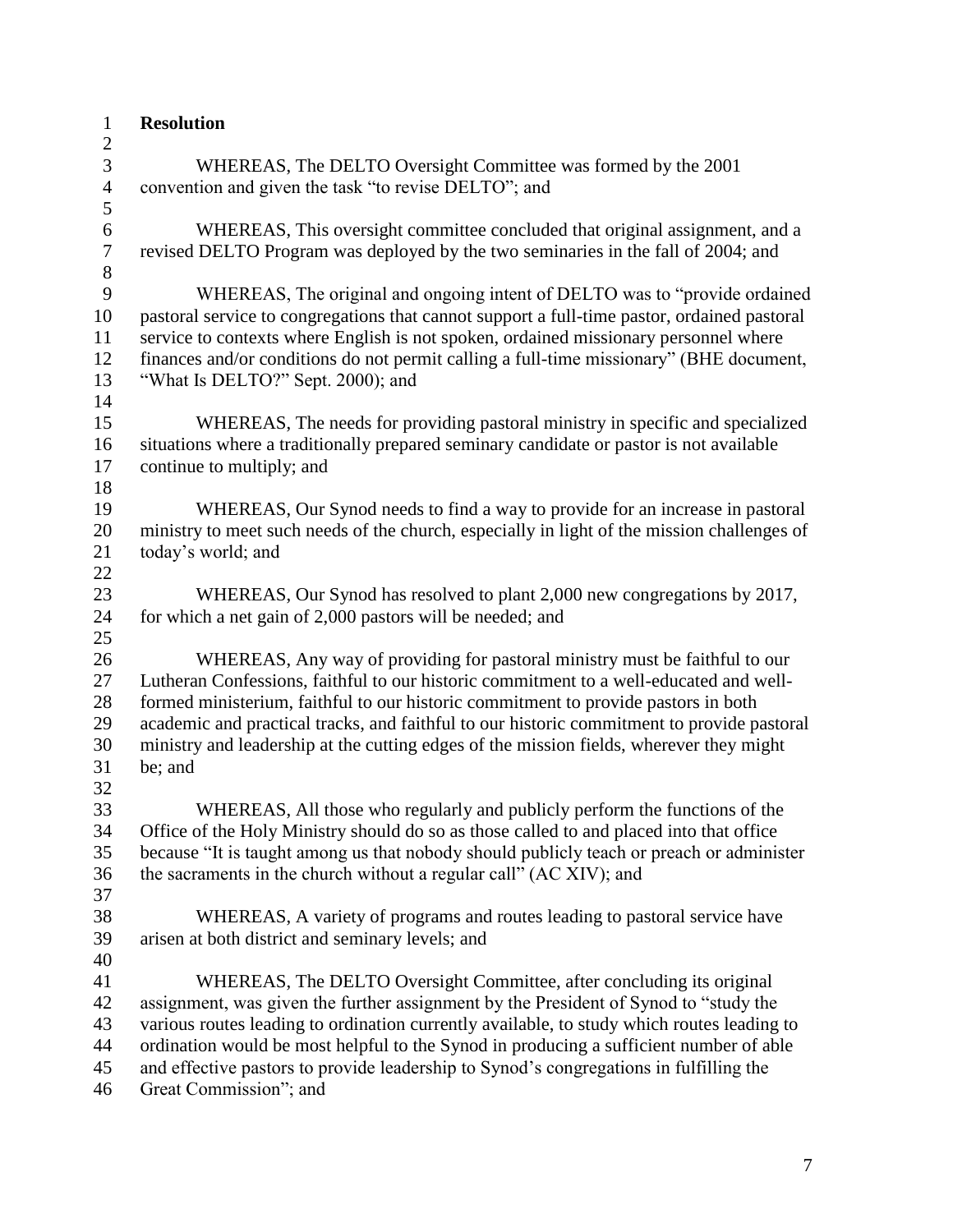**Resolution**

WHEREAS, The DELTO Oversight Committee was formed by the 2001 convention and given the task "to revise DELTO"; and

WHEREAS, This oversight committee concluded that original assignment, and a revised DELTO Program was deployed by the two seminaries in the fall of 2004; and

WHEREAS, The original and ongoing intent of DELTO was to "provide ordained pastoral service to congregations that cannot support a full-time pastor, ordained pastoral service to contexts where English is not spoken, ordained missionary personnel where finances and/or conditions do not permit calling a full-time missionary" (BHE document, "What Is DELTO?" Sept. 2000); and

WHEREAS, The needs for providing pastoral ministry in specific and specialized situations where a traditionally prepared seminary candidate or pastor is not available continue to multiply; and

WHEREAS, Our Synod needs to find a way to provide for an increase in pastoral ministry to meet such needs of the church, especially in light of the mission challenges of today's world; and

WHEREAS, Our Synod has resolved to plant 2,000 new congregations by 2017, for which a net gain of 2,000 pastors will be needed; and

WHEREAS, Any way of providing for pastoral ministry must be faithful to our Lutheran Confessions, faithful to our historic commitment to a well-educated and well-formed ministerium, faithful to our historic commitment to provide pastors in both academic and practical tracks, and faithful to our historic commitment to provide pastoral ministry and leadership at the cutting edges of the mission fields, wherever they might be; and

WHEREAS, All those who regularly and publicly perform the functions of the Office of the Holy Ministry should do so as those called to and placed into that office because "It is taught among us that nobody should publicly teach or preach or administer the sacraments in the church without a regular call" (AC XIV); and

WHEREAS, A variety of programs and routes leading to pastoral service have arisen at both district and seminary levels; and

WHEREAS, The DELTO Oversight Committee, after concluding its original assignment, was given the further assignment by the President of Synod to "study the various routes leading to ordination currently available, to study which routes leading to ordination would be most helpful to the Synod in producing a sufficient number of able and effective pastors to provide leadership to Synod's congregations in fulfilling the Great Commission"; and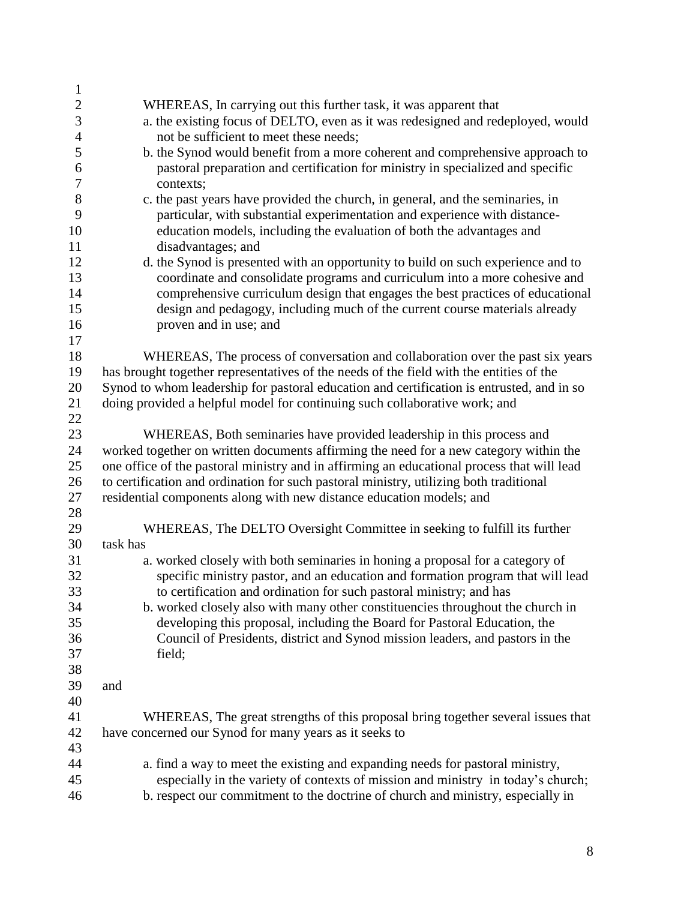WHEREAS, In carrying out this further task, it was apparent that

a. the existing focus of DELTO, even as it was redesigned and redeployed, would not be sufficient to meet these needs;
b. the Synod would benefit from a more coherent and comprehensive approach to pastoral preparation and certification for ministry in specialized and specific contexts;
c. the past years have provided the church, in general, and the seminaries, in particular, with substantial experimentation and experience with distance-education models, including the evaluation of both the advantages and disadvantages; and
d. the Synod is presented with an opportunity to build on such experience and to coordinate and consolidate programs and curriculum into a more cohesive and comprehensive curriculum design that engages the best practices of educational design and pedagogy, including much of the current course materials already proven and in use; and

WHEREAS, The process of conversation and collaboration over the past six years has brought together representatives of the needs of the field with the entities of the Synod to whom leadership for pastoral education and certification is entrusted, and in so doing provided a helpful model for continuing such collaborative work; and

WHEREAS, Both seminaries have provided leadership in this process and worked together on written documents affirming the need for a new category within the one office of the pastoral ministry and in affirming an educational process that will lead to certification and ordination for such pastoral ministry, utilizing both traditional residential components along with new distance education models; and

WHEREAS, The DELTO Oversight Committee in seeking to fulfill its further task has

a. worked closely with both seminaries in honing a proposal for a category of specific ministry pastor, and an education and formation program that will lead to certification and ordination for such pastoral ministry; and has
b. worked closely also with many other constituencies throughout the church in developing this proposal, including the Board for Pastoral Education, the Council of Presidents, district and Synod mission leaders, and pastors in the field;

and

WHEREAS, The great strengths of this proposal bring together several issues that have concerned our Synod for many years as it seeks to

a. find a way to meet the existing and expanding needs for pastoral ministry, especially in the variety of contexts of mission and ministry in today's church;
b. respect our commitment to the doctrine of church and ministry, especially in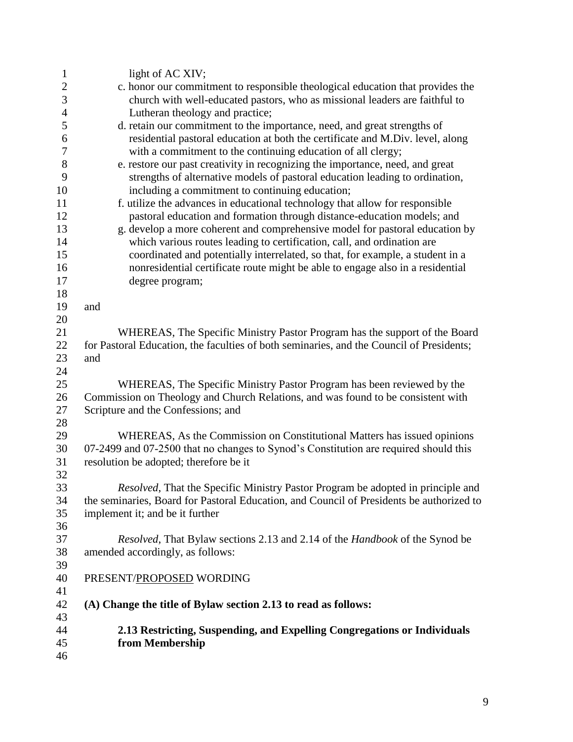light of AC XIV;

c. honor our commitment to responsible theological education that provides the church with well-educated pastors, who as missional leaders are faithful to Lutheran theology and practice;

d. retain our commitment to the importance, need, and great strengths of residential pastoral education at both the certificate and M.Div. level, along with a commitment to the continuing education of all clergy;

e. restore our past creativity in recognizing the importance, need, and great strengths of alternative models of pastoral education leading to ordination, including a commitment to continuing education;

f. utilize the advances in educational technology that allow for responsible pastoral education and formation through distance-education models; and

g. develop a more coherent and comprehensive model for pastoral education by which various routes leading to certification, call, and ordination are coordinated and potentially interrelated, so that, for example, a student in a nonresidential certificate route might be able to engage also in a residential degree program;

and

WHEREAS, The Specific Ministry Pastor Program has the support of the Board for Pastoral Education, the faculties of both seminaries, and the Council of Presidents; and

WHEREAS, The Specific Ministry Pastor Program has been reviewed by the Commission on Theology and Church Relations, and was found to be consistent with Scripture and the Confessions; and

WHEREAS, As the Commission on Constitutional Matters has issued opinions 07-2499 and 07-2500 that no changes to Synod's Constitution are required should this resolution be adopted; therefore be it

*Resolved*, That the Specific Ministry Pastor Program be adopted in principle and the seminaries, Board for Pastoral Education, and Council of Presidents be authorized to implement it; and be it further

*Resolved*, That Bylaw sections 2.13 and 2.14 of the *Handbook* of the Synod be amended accordingly, as follows:

PRESENT/<u>PROPOSED</u> WORDING

**(A) Change the title of Bylaw section 2.13 to read as follows:**

**2.13 Restricting, Suspending, and Expelling Congregations or Individuals from Membership**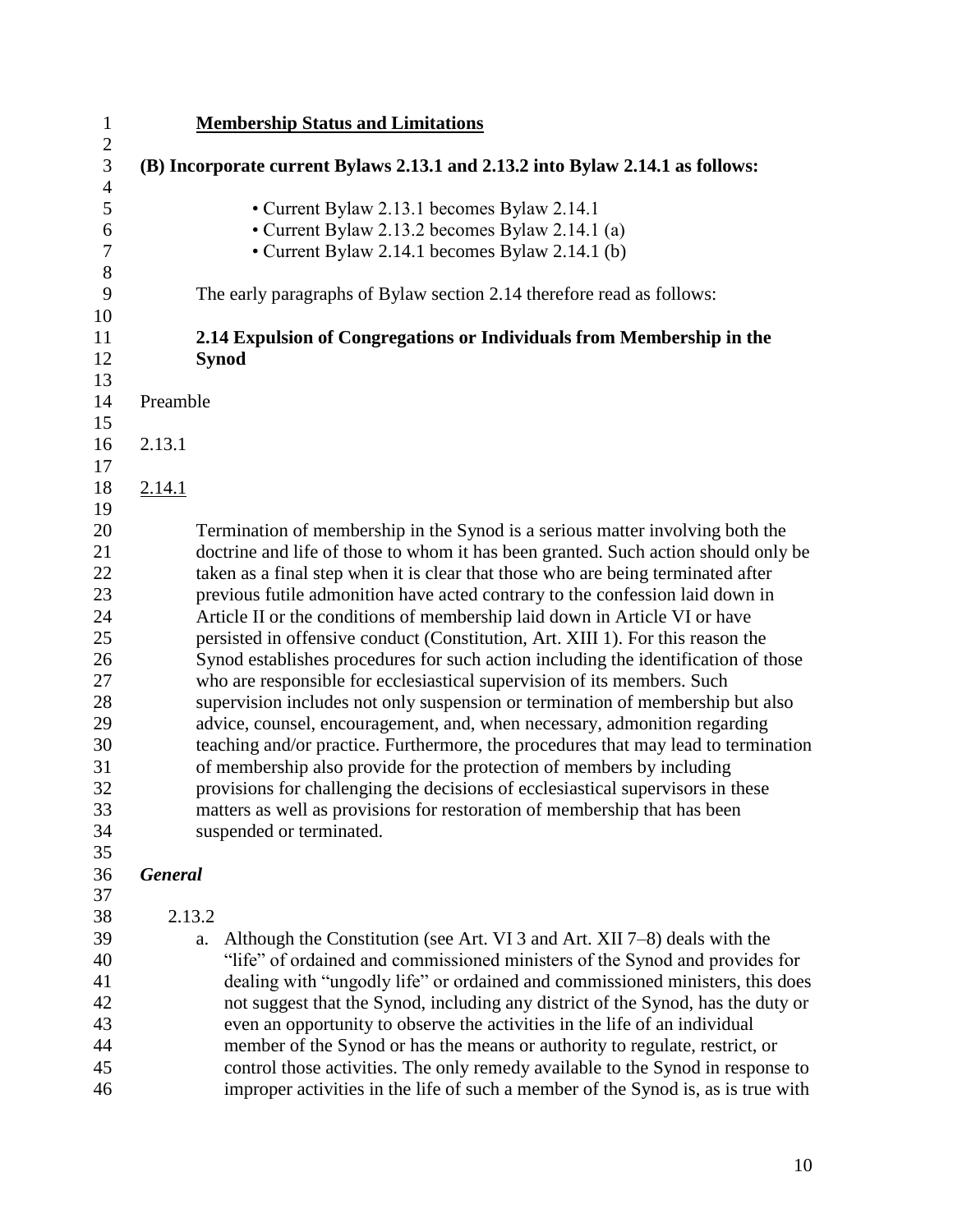**<u>Membership Status and Limitations</u>**

**(B) Incorporate current Bylaws 2.13.1 and 2.13.2 into Bylaw 2.14.1 as follows:**

- Current Bylaw 2.13.1 becomes Bylaw 2.14.1
- Current Bylaw 2.13.2 becomes Bylaw 2.14.1 (a)
- Current Bylaw 2.14.1 becomes Bylaw 2.14.1 (b)

The early paragraphs of Bylaw section 2.14 therefore read as follows:

**2.14 Expulsion of Congregations or Individuals from Membership in the Synod**

Preamble

2.13.1

<u>2.14.1</u>

Termination of membership in the Synod is a serious matter involving both the doctrine and life of those to whom it has been granted. Such action should only be taken as a final step when it is clear that those who are being terminated after previous futile admonition have acted contrary to the confession laid down in Article II or the conditions of membership laid down in Article VI or have persisted in offensive conduct (Constitution, Art. XIII 1). For this reason the Synod establishes procedures for such action including the identification of those who are responsible for ecclesiastical supervision of its members. Such supervision includes not only suspension or termination of membership but also advice, counsel, encouragement, and, when necessary, admonition regarding teaching and/or practice. Furthermore, the procedures that may lead to termination of membership also provide for the protection of members by including provisions for challenging the decisions of ecclesiastical supervisors in these matters as well as provisions for restoration of membership that has been suspended or terminated.

***General***

2.13.2

a. Although the Constitution (see Art. VI 3 and Art. XII 7–8) deals with the "life" of ordained and commissioned ministers of the Synod and provides for dealing with "ungodly life" or ordained and commissioned ministers, this does not suggest that the Synod, including any district of the Synod, has the duty or even an opportunity to observe the activities in the life of an individual member of the Synod or has the means or authority to regulate, restrict, or control those activities. The only remedy available to the Synod in response to improper activities in the life of such a member of the Synod is, as is true with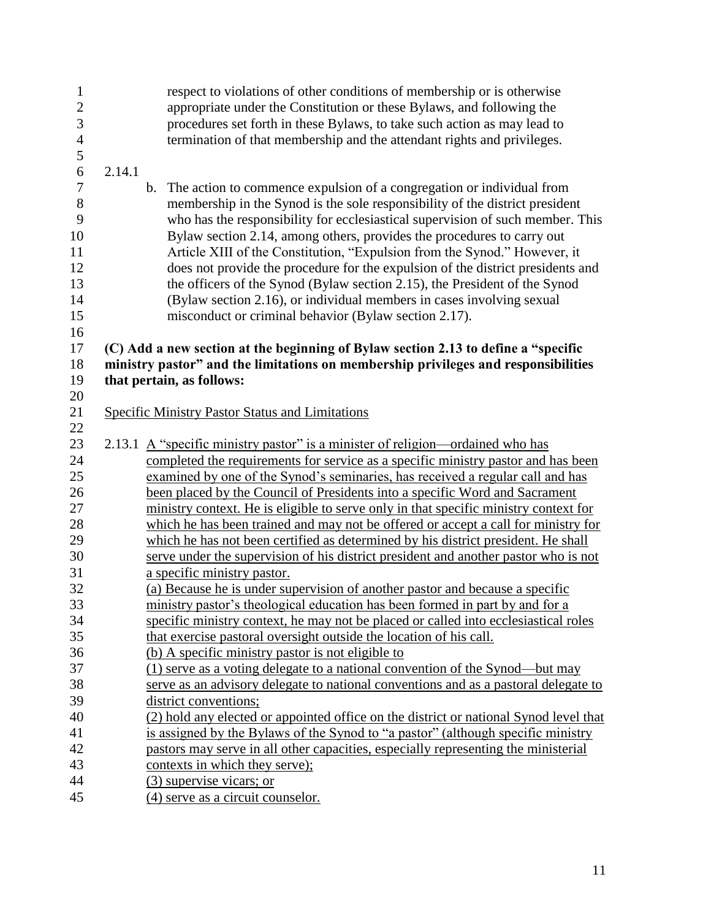respect to violations of other conditions of membership or is otherwise appropriate under the Constitution or these Bylaws, and following the procedures set forth in these Bylaws, to take such action as may lead to termination of that membership and the attendant rights and privileges.

2.14.1

b. The action to commence expulsion of a congregation or individual from membership in the Synod is the sole responsibility of the district president who has the responsibility for ecclesiastical supervision of such member. This Bylaw section 2.14, among others, provides the procedures to carry out Article XIII of the Constitution, "Expulsion from the Synod." However, it does not provide the procedure for the expulsion of the district presidents and the officers of the Synod (Bylaw section 2.15), the President of the Synod (Bylaw section 2.16), or individual members in cases involving sexual misconduct or criminal behavior (Bylaw section 2.17).

**(C) Add a new section at the beginning of Bylaw section 2.13 to define a "specific ministry pastor" and the limitations on membership privileges and responsibilities that pertain, as follows:**

<u>Specific Ministry Pastor Status and Limitations</u>

2.13.1 <u>A "specific ministry pastor" is a minister of religion—ordained who has completed the requirements for service as a specific ministry pastor and has been examined by one of the Synod's seminaries, has received a regular call and has been placed by the Council of Presidents into a specific Word and Sacrament ministry context. He is eligible to serve only in that specific ministry context for which he has been trained and may not be offered or accept a call for ministry for which he has not been certified as determined by his district president. He shall serve under the supervision of his district president and another pastor who is not a specific ministry pastor.</u>

<u>(a) Because he is under supervision of another pastor and because a specific ministry pastor's theological education has been formed in part by and for a specific ministry context, he may not be placed or called into ecclesiastical roles that exercise pastoral oversight outside the location of his call.</u>

<u>(b) A specific ministry pastor is not eligible to</u>

<u>(1) serve as a voting delegate to a national convention of the Synod—but may serve as an advisory delegate to national conventions and as a pastoral delegate to district conventions;</u>

<u>(2) hold any elected or appointed office on the district or national Synod level that is assigned by the Bylaws of the Synod to "a pastor" (although specific ministry pastors may serve in all other capacities, especially representing the ministerial contexts in which they serve);</u>

<u>(3) supervise vicars; or</u>

<u>(4) serve as a circuit counselor.</u>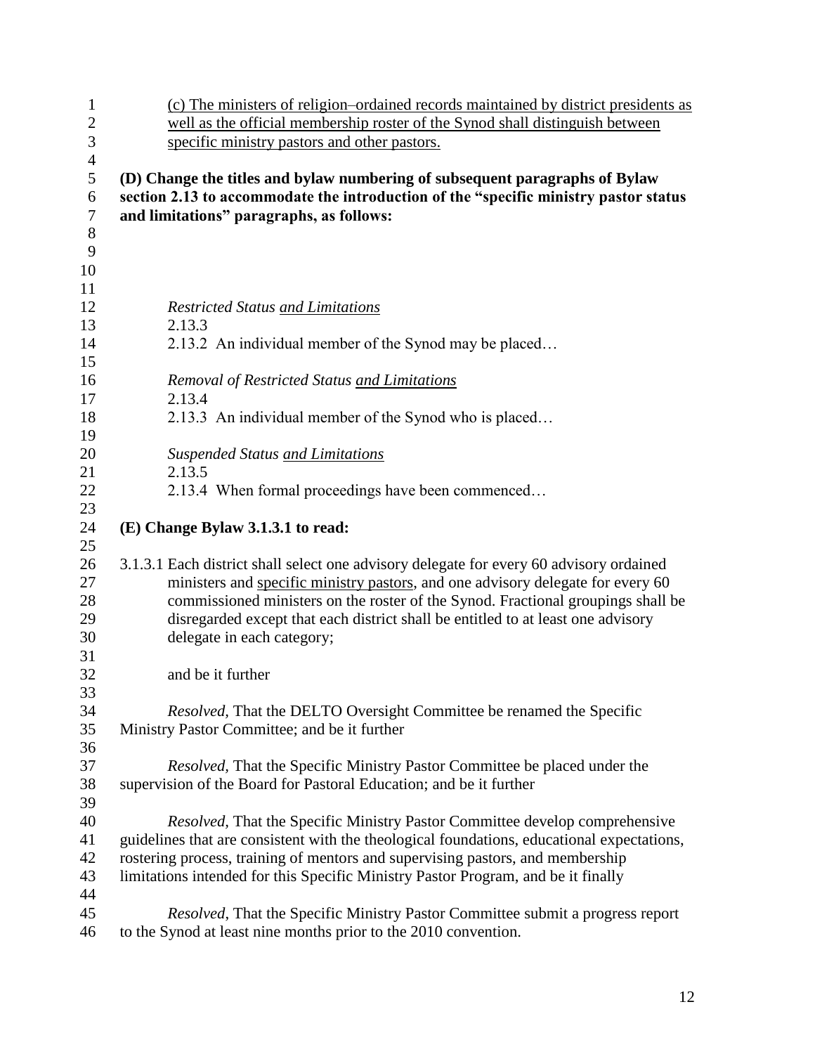(c) The ministers of religion–ordained records maintained by district presidents as well as the official membership roster of the Synod shall distinguish between specific ministry pastors and other pastors.

**(D) Change the titles and bylaw numbering of subsequent paragraphs of Bylaw section 2.13 to accommodate the introduction of the "specific ministry pastor status and limitations" paragraphs, as follows:**

*Restricted Status and Limitations*
2.13.3
2.13.2 An individual member of the Synod may be placed…

*Removal of Restricted Status and Limitations*
2.13.4
2.13.3 An individual member of the Synod who is placed…

*Suspended Status and Limitations*
2.13.5
2.13.4 When formal proceedings have been commenced…

**(E) Change Bylaw 3.1.3.1 to read:**

3.1.3.1 Each district shall select one advisory delegate for every 60 advisory ordained ministers and specific ministry pastors, and one advisory delegate for every 60 commissioned ministers on the roster of the Synod. Fractional groupings shall be disregarded except that each district shall be entitled to at least one advisory delegate in each category;

and be it further

*Resolved*, That the DELTO Oversight Committee be renamed the Specific Ministry Pastor Committee; and be it further

*Resolved*, That the Specific Ministry Pastor Committee be placed under the supervision of the Board for Pastoral Education; and be it further

*Resolved*, That the Specific Ministry Pastor Committee develop comprehensive guidelines that are consistent with the theological foundations, educational expectations, rostering process, training of mentors and supervising pastors, and membership limitations intended for this Specific Ministry Pastor Program, and be it finally

*Resolved*, That the Specific Ministry Pastor Committee submit a progress report to the Synod at least nine months prior to the 2010 convention.